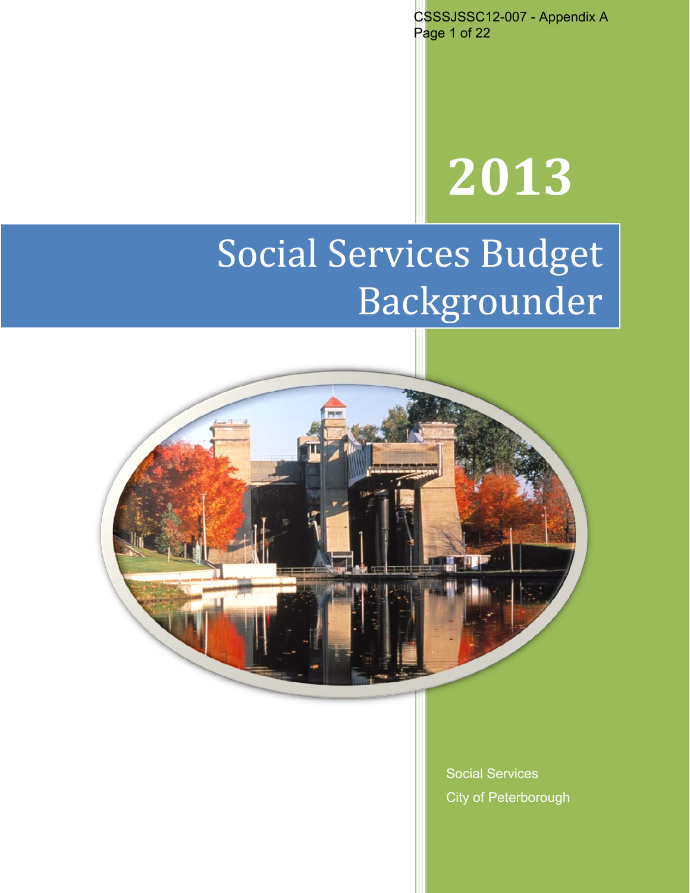CSSSJSSC12-007 - Appendix A

# 2013

# Social Services Budget Backgrounder

Social Services

City of Peterborough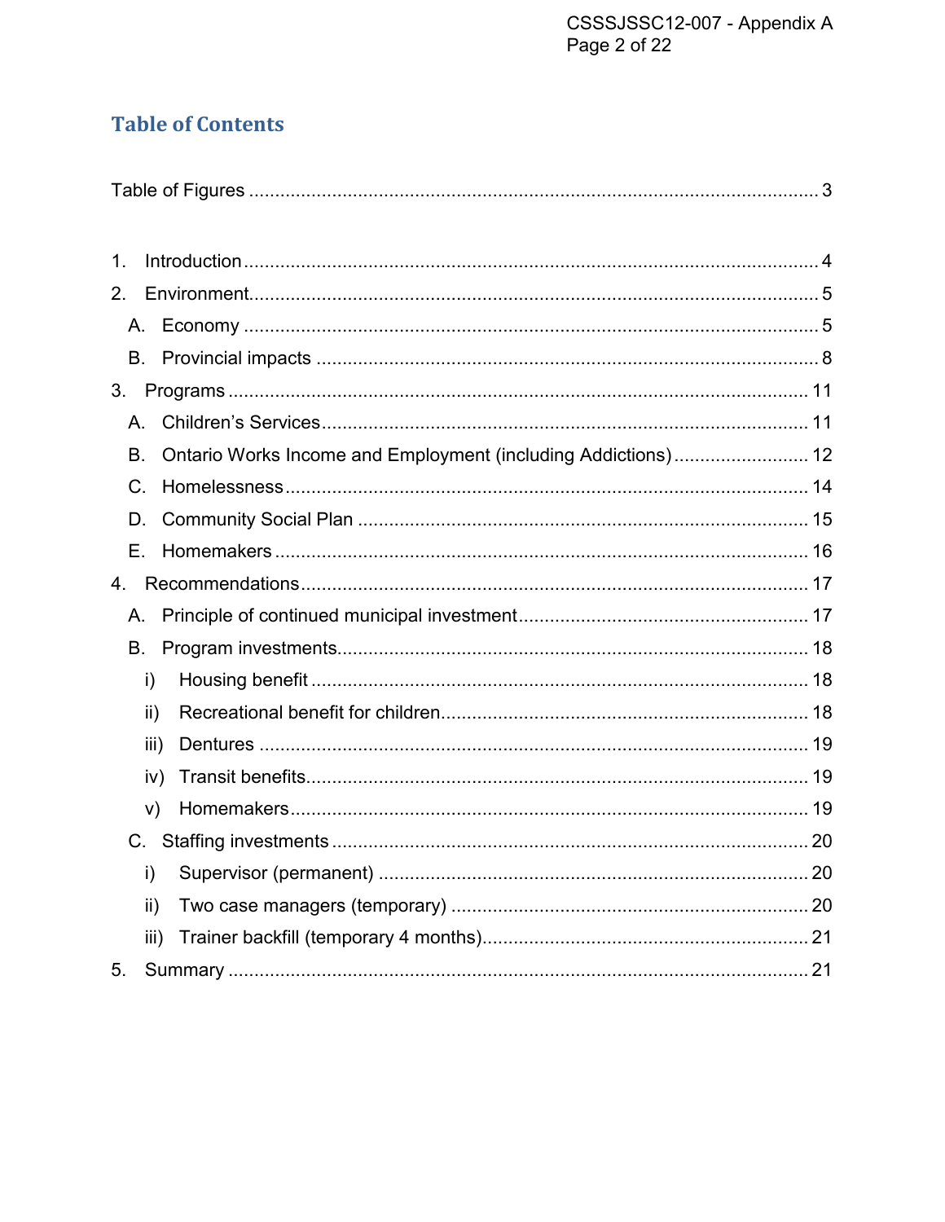## Table of Contents

Table of Figures ..... 3

1. Introduction ..... 4
2. Environment ..... 5
   - A. Economy ..... 5
   - B. Provincial impacts ..... 8
3. Programs ..... 11
   - A. Children's Services ..... 11
   - B. Ontario Works Income and Employment (including Addictions) ..... 12
   - C. Homelessness ..... 14
   - D. Community Social Plan ..... 15
   - E. Homemakers ..... 16
4. Recommendations ..... 17
   - A. Principle of continued municipal investment ..... 17
   - B. Program investments ..... 18
     - i) Housing benefit ..... 18
     - ii) Recreational benefit for children ..... 18
     - iii) Dentures ..... 19
     - iv) Transit benefits ..... 19
     - v) Homemakers ..... 19
   - C. Staffing investments ..... 20
     - i) Supervisor (permanent) ..... 20
     - ii) Two case managers (temporary) ..... 20
     - iii) Trainer backfill (temporary 4 months) ..... 21
5. Summary ..... 21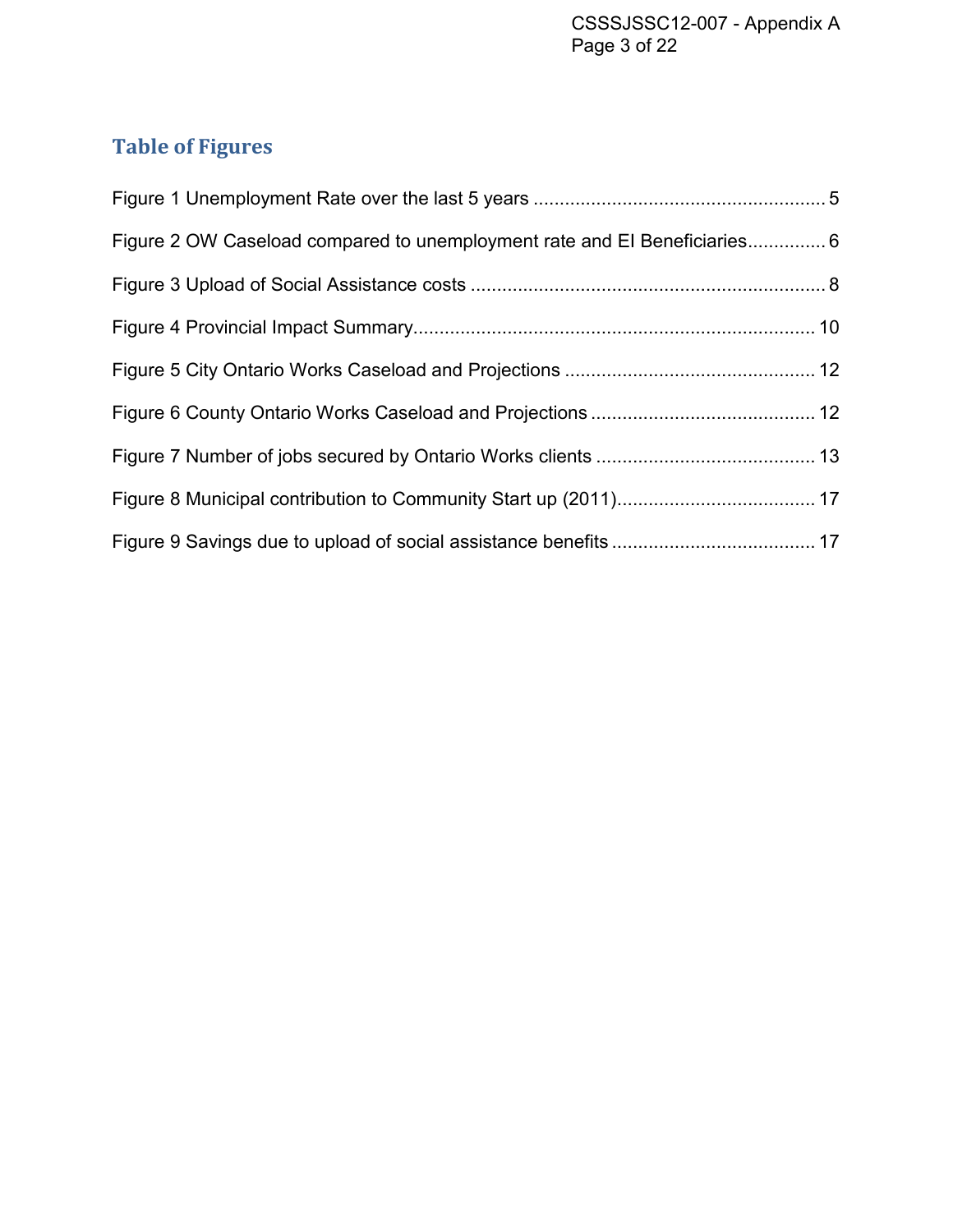## Table of Figures

Figure 1 Unemployment Rate over the last 5 years ........................................................ 5

Figure 2 OW Caseload compared to unemployment rate and EI Beneficiaries............... 6

Figure 3 Upload of Social Assistance costs .................................................................... 8

Figure 4 Provincial Impact Summary............................................................................. 10

Figure 5 City Ontario Works Caseload and Projections ................................................ 12

Figure 6 County Ontario Works Caseload and Projections ........................................... 12

Figure 7 Number of jobs secured by Ontario Works clients .......................................... 13

Figure 8 Municipal contribution to Community Start up (2011)...................................... 17

Figure 9 Savings due to upload of social assistance benefits ....................................... 17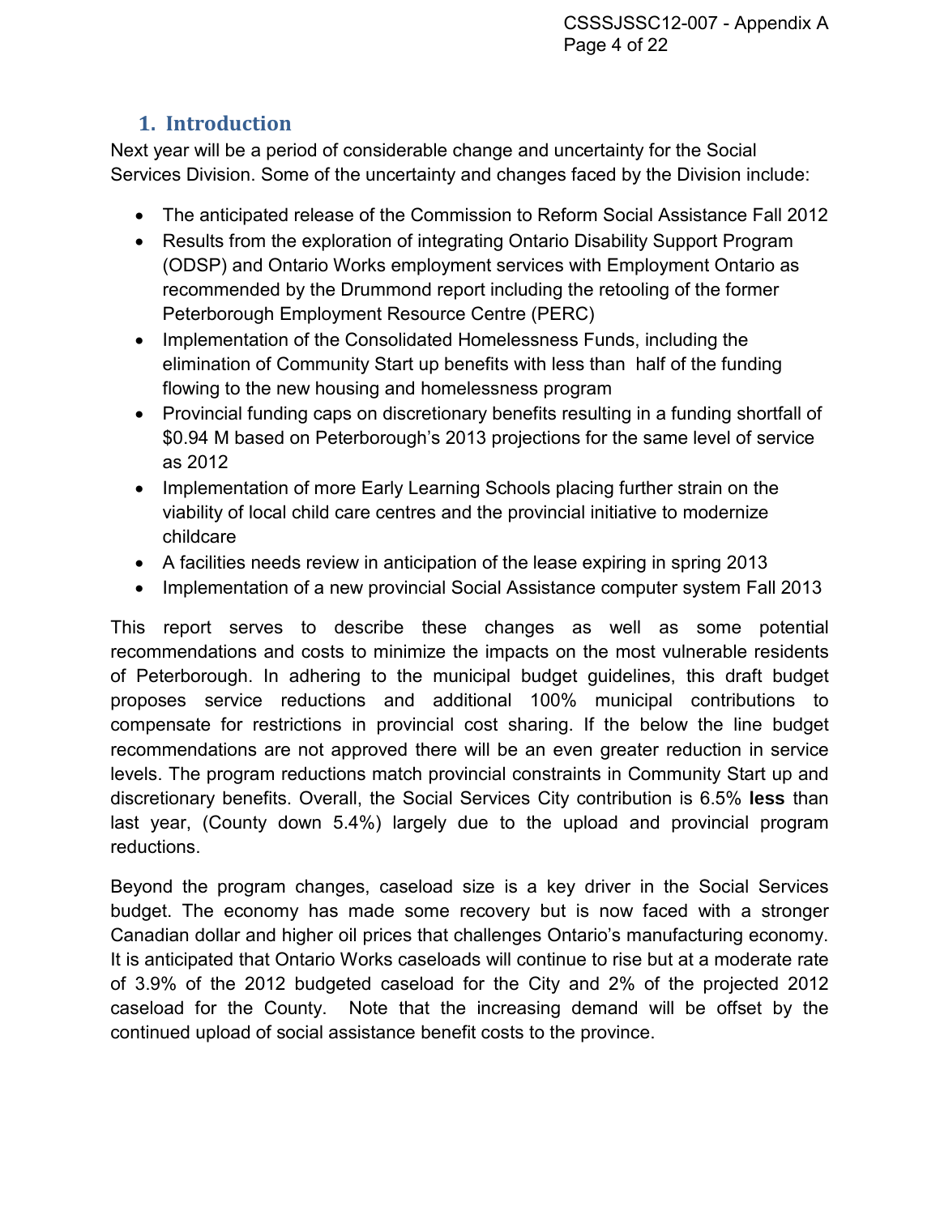## 1. Introduction

Next year will be a period of considerable change and uncertainty for the Social Services Division. Some of the uncertainty and changes faced by the Division include:

- The anticipated release of the Commission to Reform Social Assistance Fall 2012
- Results from the exploration of integrating Ontario Disability Support Program (ODSP) and Ontario Works employment services with Employment Ontario as recommended by the Drummond report including the retooling of the former Peterborough Employment Resource Centre (PERC)
- Implementation of the Consolidated Homelessness Funds, including the elimination of Community Start up benefits with less than half of the funding flowing to the new housing and homelessness program
- Provincial funding caps on discretionary benefits resulting in a funding shortfall of $0.94 M based on Peterborough's 2013 projections for the same level of service as 2012
- Implementation of more Early Learning Schools placing further strain on the viability of local child care centres and the provincial initiative to modernize childcare
- A facilities needs review in anticipation of the lease expiring in spring 2013
- Implementation of a new provincial Social Assistance computer system Fall 2013

This report serves to describe these changes as well as some potential recommendations and costs to minimize the impacts on the most vulnerable residents of Peterborough. In adhering to the municipal budget guidelines, this draft budget proposes service reductions and additional 100% municipal contributions to compensate for restrictions in provincial cost sharing. If the below the line budget recommendations are not approved there will be an even greater reduction in service levels. The program reductions match provincial constraints in Community Start up and discretionary benefits. Overall, the Social Services City contribution is 6.5% **less** than last year, (County down 5.4%) largely due to the upload and provincial program reductions.

Beyond the program changes, caseload size is a key driver in the Social Services budget. The economy has made some recovery but is now faced with a stronger Canadian dollar and higher oil prices that challenges Ontario's manufacturing economy. It is anticipated that Ontario Works caseloads will continue to rise but at a moderate rate of 3.9% of the 2012 budgeted caseload for the City and 2% of the projected 2012 caseload for the County. Note that the increasing demand will be offset by the continued upload of social assistance benefit costs to the province.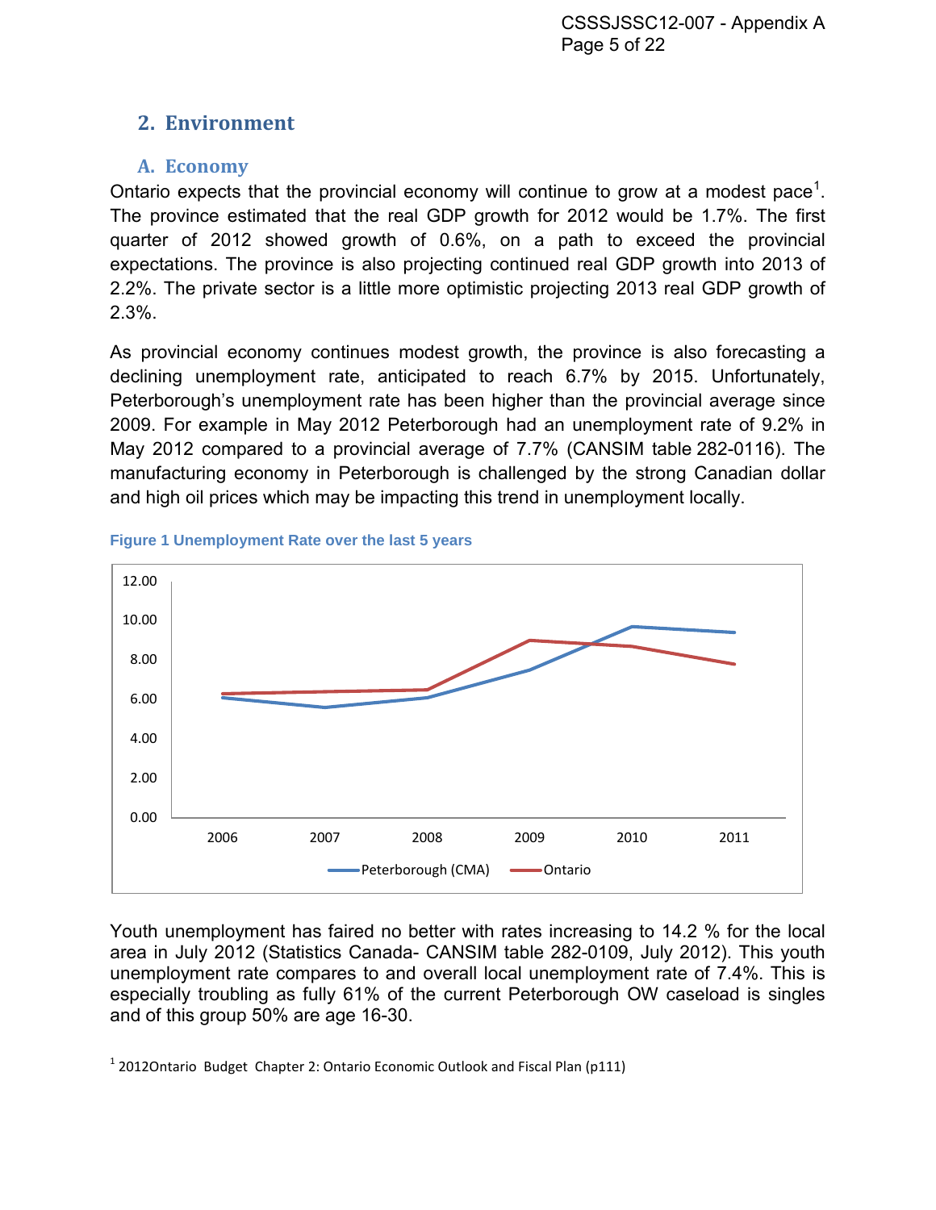## 2. Environment

### A. Economy

Ontario expects that the provincial economy will continue to grow at a modest pace[1]. The province estimated that the real GDP growth for 2012 would be 1.7%. The first quarter of 2012 showed growth of 0.6%, on a path to exceed the provincial expectations. The province is also projecting continued real GDP growth into 2013 of 2.2%. The private sector is a little more optimistic projecting 2013 real GDP growth of 2.3%.

As provincial economy continues modest growth, the province is also forecasting a declining unemployment rate, anticipated to reach 6.7% by 2015. Unfortunately, Peterborough's unemployment rate has been higher than the provincial average since 2009. For example in May 2012 Peterborough had an unemployment rate of 9.2% in May 2012 compared to a provincial average of 7.7% (CANSIM table 282-0116). The manufacturing economy in Peterborough is challenged by the strong Canadian dollar and high oil prices which may be impacting this trend in unemployment locally.

**Figure 1 Unemployment Rate over the last 5 years**

Youth unemployment has faired no better with rates increasing to 14.2 % for the local area in July 2012 (Statistics Canada- CANSIM table 282-0109, July 2012). This youth unemployment rate compares to and overall local unemployment rate of 7.4%. This is especially troubling as fully 61% of the current Peterborough OW caseload is singles and of this group 50% are age 16-30.

[1] 2012Ontario Budget Chapter 2: Ontario Economic Outlook and Fiscal Plan (p111)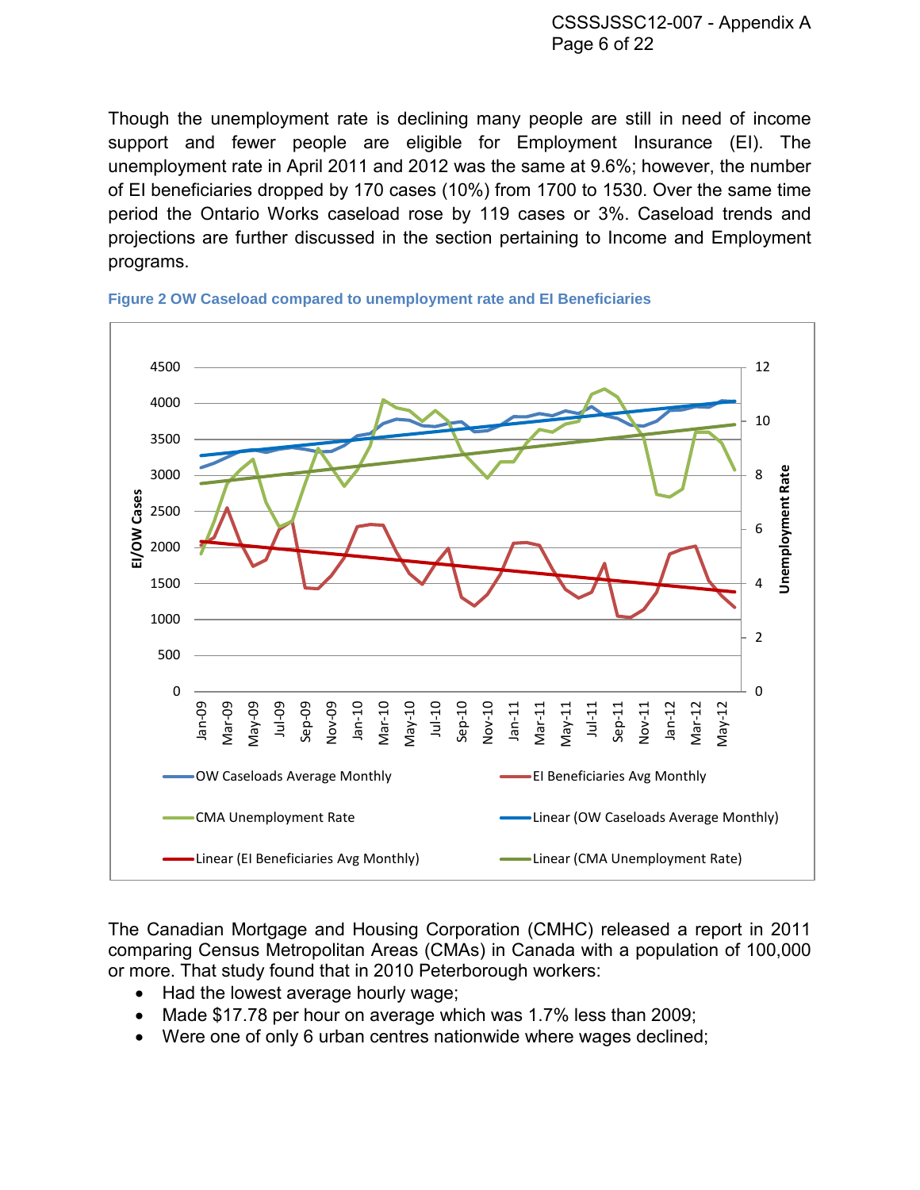Though the unemployment rate is declining many people are still in need of income support and fewer people are eligible for Employment Insurance (EI). The unemployment rate in April 2011 and 2012 was the same at 9.6%; however, the number of EI beneficiaries dropped by 170 cases (10%) from 1700 to 1530. Over the same time period the Ontario Works caseload rose by 119 cases or 3%. Caseload trends and projections are further discussed in the section pertaining to Income and Employment programs.

**Figure 2 OW Caseload compared to unemployment rate and EI Beneficiaries**

The Canadian Mortgage and Housing Corporation (CMHC) released a report in 2011 comparing Census Metropolitan Areas (CMAs) in Canada with a population of 100,000 or more. That study found that in 2010 Peterborough workers:

- Had the lowest average hourly wage;
- Made $17.78 per hour on average which was 1.7% less than 2009;
- Were one of only 6 urban centres nationwide where wages declined;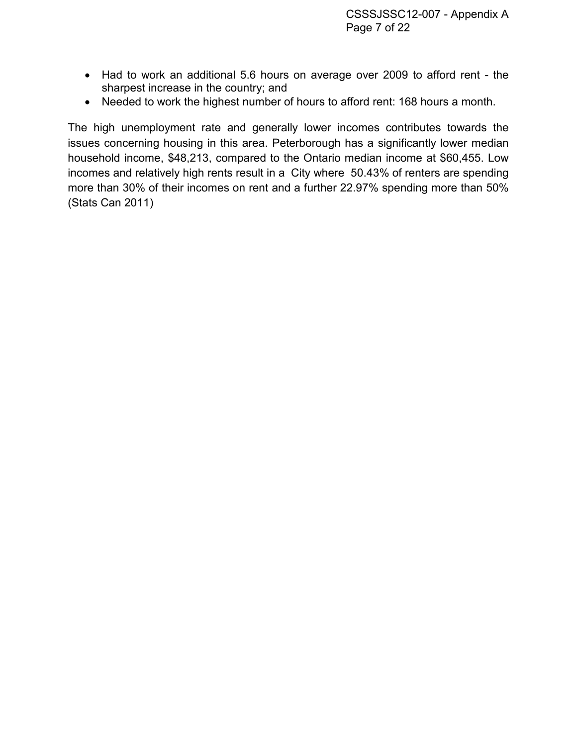- Had to work an additional 5.6 hours on average over 2009 to afford rent - the sharpest increase in the country; and
- Needed to work the highest number of hours to afford rent: 168 hours a month.

The high unemployment rate and generally lower incomes contributes towards the issues concerning housing in this area. Peterborough has a significantly lower median household income, $48,213, compared to the Ontario median income at $60,455. Low incomes and relatively high rents result in a City where 50.43% of renters are spending more than 30% of their incomes on rent and a further 22.97% spending more than 50% (Stats Can 2011)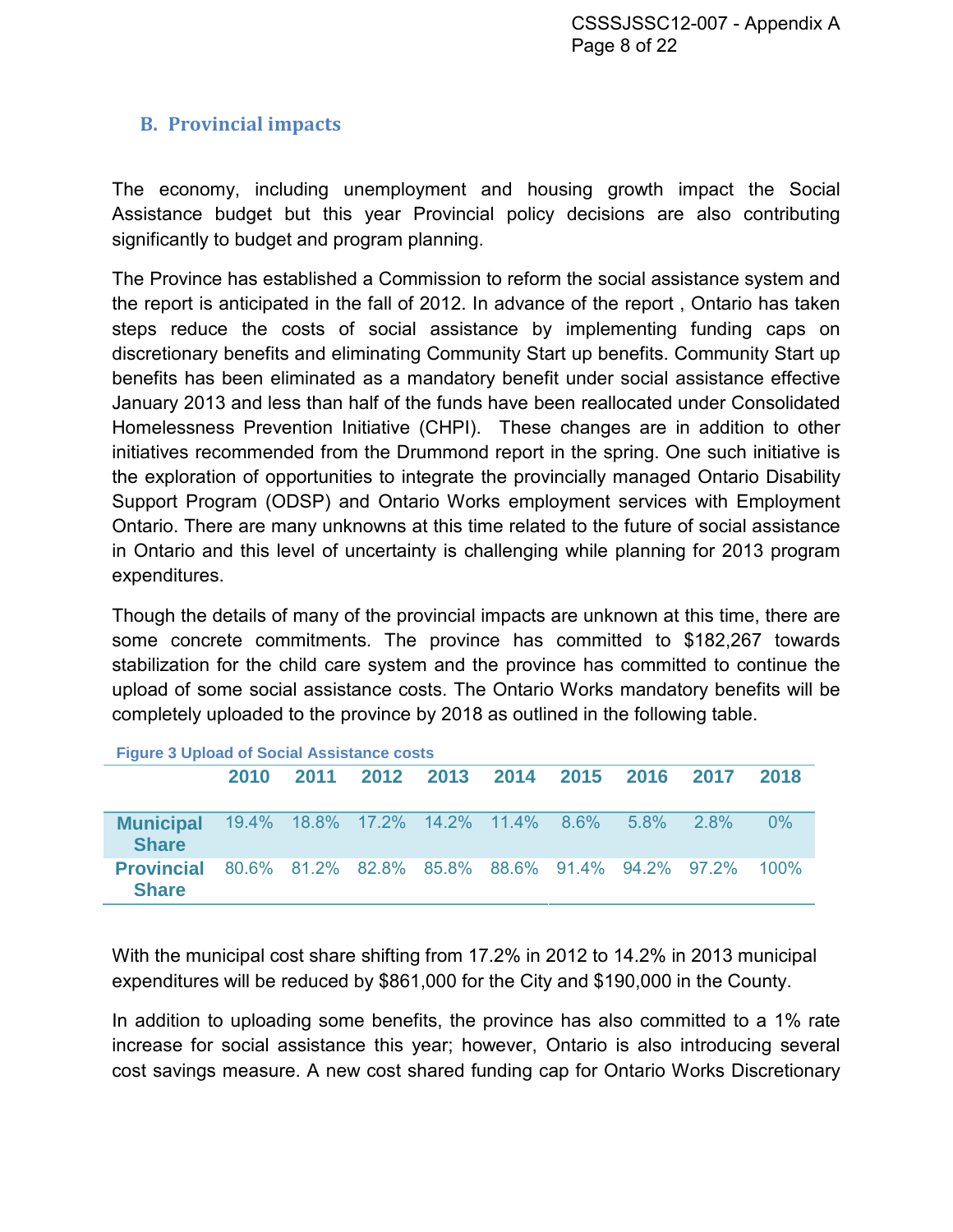## B. Provincial impacts

The economy, including unemployment and housing growth impact the Social Assistance budget but this year Provincial policy decisions are also contributing significantly to budget and program planning.

The Province has established a Commission to reform the social assistance system and the report is anticipated in the fall of 2012. In advance of the report , Ontario has taken steps reduce the costs of social assistance by implementing funding caps on discretionary benefits and eliminating Community Start up benefits. Community Start up benefits has been eliminated as a mandatory benefit under social assistance effective January 2013 and less than half of the funds have been reallocated under Consolidated Homelessness Prevention Initiative (CHPI). These changes are in addition to other initiatives recommended from the Drummond report in the spring. One such initiative is the exploration of opportunities to integrate the provincially managed Ontario Disability Support Program (ODSP) and Ontario Works employment services with Employment Ontario. There are many unknowns at this time related to the future of social assistance in Ontario and this level of uncertainty is challenging while planning for 2013 program expenditures.

Though the details of many of the provincial impacts are unknown at this time, there are some concrete commitments. The province has committed to $182,267 towards stabilization for the child care system and the province has committed to continue the upload of some social assistance costs. The Ontario Works mandatory benefits will be completely uploaded to the province by 2018 as outlined in the following table.

**Figure 3 Upload of Social Assistance costs**

| | 2010 | 2011 | 2012 | 2013 | 2014 | 2015 | 2016 | 2017 | 2018 |
|---|---|---|---|---|---|---|---|---|---|
| **Municipal Share** | 19.4% | 18.8% | 17.2% | 14.2% | 11.4% | 8.6% | 5.8% | 2.8% | 0% |
| **Provincial Share** | 80.6% | 81.2% | 82.8% | 85.8% | 88.6% | 91.4% | 94.2% | 97.2% | 100% |

With the municipal cost share shifting from 17.2% in 2012 to 14.2% in 2013 municipal expenditures will be reduced by $861,000 for the City and $190,000 in the County.

In addition to uploading some benefits, the province has also committed to a 1% rate increase for social assistance this year; however, Ontario is also introducing several cost savings measure. A new cost shared funding cap for Ontario Works Discretionary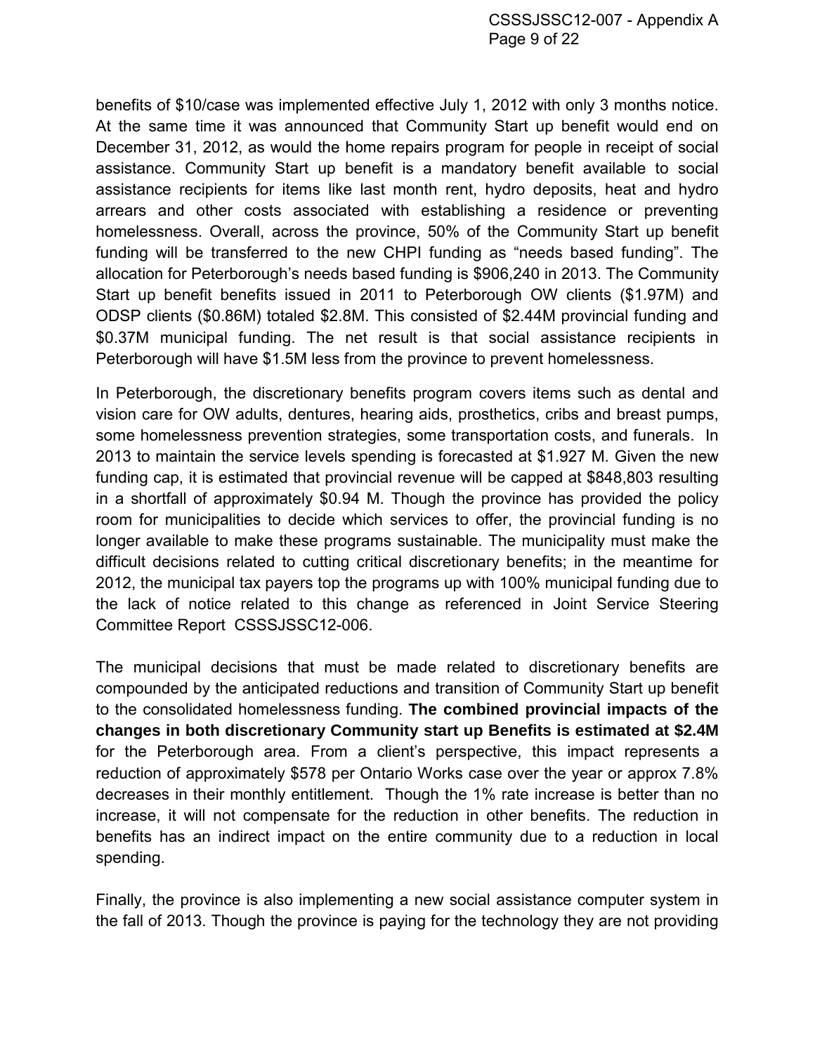benefits of $10/case was implemented effective July 1, 2012 with only 3 months notice. At the same time it was announced that Community Start up benefit would end on December 31, 2012, as would the home repairs program for people in receipt of social assistance. Community Start up benefit is a mandatory benefit available to social assistance recipients for items like last month rent, hydro deposits, heat and hydro arrears and other costs associated with establishing a residence or preventing homelessness. Overall, across the province, 50% of the Community Start up benefit funding will be transferred to the new CHPI funding as “needs based funding”. The allocation for Peterborough’s needs based funding is $906,240 in 2013. The Community Start up benefit benefits issued in 2011 to Peterborough OW clients ($1.97M) and ODSP clients ($0.86M) totaled $2.8M. This consisted of $2.44M provincial funding and $0.37M municipal funding. The net result is that social assistance recipients in Peterborough will have $1.5M less from the province to prevent homelessness.

In Peterborough, the discretionary benefits program covers items such as dental and vision care for OW adults, dentures, hearing aids, prosthetics, cribs and breast pumps, some homelessness prevention strategies, some transportation costs, and funerals. In 2013 to maintain the service levels spending is forecasted at $1.927 M. Given the new funding cap, it is estimated that provincial revenue will be capped at $848,803 resulting in a shortfall of approximately $0.94 M. Though the province has provided the policy room for municipalities to decide which services to offer, the provincial funding is no longer available to make these programs sustainable. The municipality must make the difficult decisions related to cutting critical discretionary benefits; in the meantime for 2012, the municipal tax payers top the programs up with 100% municipal funding due to the lack of notice related to this change as referenced in Joint Service Steering Committee Report CSSSJSSC12-006.

The municipal decisions that must be made related to discretionary benefits are compounded by the anticipated reductions and transition of Community Start up benefit to the consolidated homelessness funding. **The combined provincial impacts of the changes in both discretionary Community start up Benefits is estimated at $2.4M** for the Peterborough area. From a client’s perspective, this impact represents a reduction of approximately $578 per Ontario Works case over the year or approx 7.8% decreases in their monthly entitlement. Though the 1% rate increase is better than no increase, it will not compensate for the reduction in other benefits. The reduction in benefits has an indirect impact on the entire community due to a reduction in local spending.

Finally, the province is also implementing a new social assistance computer system in the fall of 2013. Though the province is paying for the technology they are not providing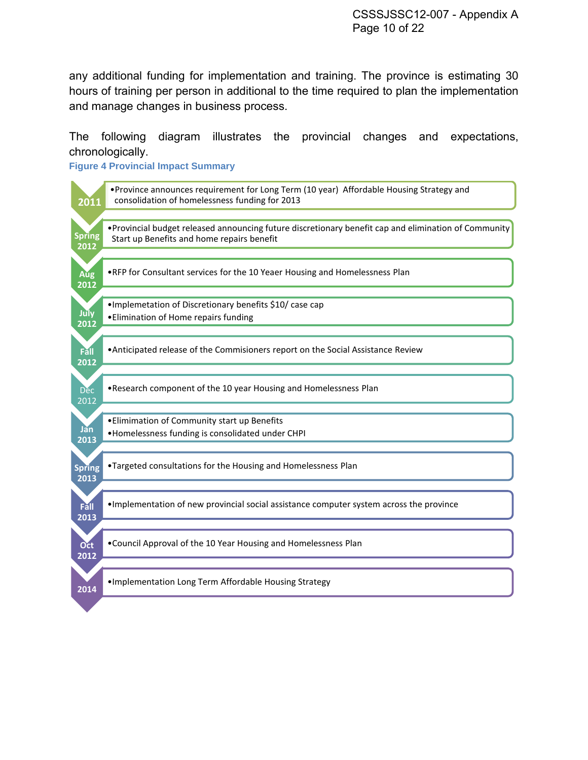any additional funding for implementation and training. The province is estimating 30 hours of training per person in additional to the time required to plan the implementation and manage changes in business process.

The following diagram illustrates the provincial changes and expectations, chronologically.

**Figure 4 Provincial Impact Summary**

| Date | Provincial changes and expectations |
|---|---|
| 2011 | • Province announces requirement for Long Term (10 year) Affordable Housing Strategy and consolidation of homelessness funding for 2013 |
| Spring 2012 | • Provincial budget released announcing future discretionary benefit cap and elimination of Community Start up Benefits and home repairs benefit |
| Aug 2012 | • RFP for Consultant services for the 10 Yeaer Housing and Homelessness Plan |
| July 2012 | • Implemetation of Discretionary benefits $10/ case cap<br>• Elimination of Home repairs funding |
| Fall 2012 | • Anticipated release of the Commisioners report on the Social Assistance Review |
| Dec 2012 | • Research component of the 10 year Housing and Homelessness Plan |
| Jan 2013 | • Elimimation of Community start up Benefits<br>• Homelessness funding is consolidated under CHPI |
| Spring 2013 | • Targeted consultations for the Housing and Homelessness Plan |
| Fall 2013 | • Implementation of new provincial social assistance computer system across the province |
| Oct 2012 | • Council Approval of the 10 Year Housing and Homelessness Plan |
| 2014 | • Implementation Long Term Affordable Housing Strategy |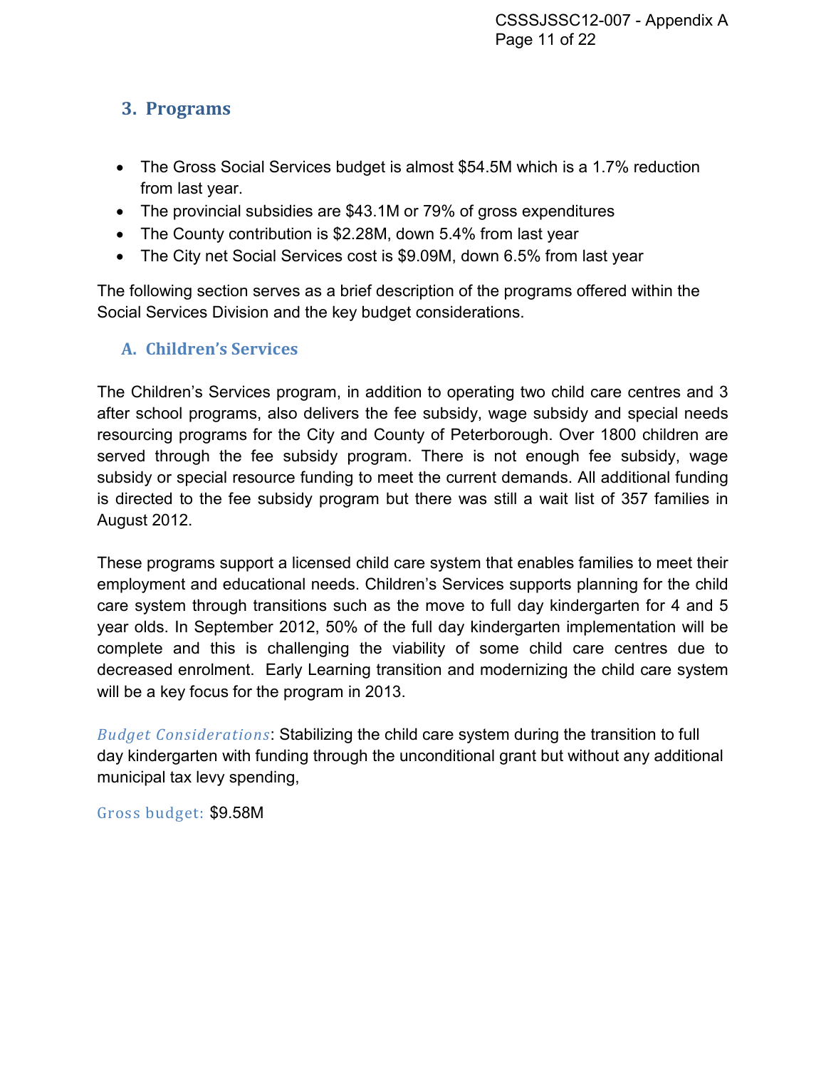## 3. Programs

- The Gross Social Services budget is almost $54.5M which is a 1.7% reduction from last year.
- The provincial subsidies are $43.1M or 79% of gross expenditures
- The County contribution is $2.28M, down 5.4% from last year
- The City net Social Services cost is $9.09M, down 6.5% from last year

The following section serves as a brief description of the programs offered within the Social Services Division and the key budget considerations.

### A. Children's Services

The Children's Services program, in addition to operating two child care centres and 3 after school programs, also delivers the fee subsidy, wage subsidy and special needs resourcing programs for the City and County of Peterborough. Over 1800 children are served through the fee subsidy program. There is not enough fee subsidy, wage subsidy or special resource funding to meet the current demands. All additional funding is directed to the fee subsidy program but there was still a wait list of 357 families in August 2012.

These programs support a licensed child care system that enables families to meet their employment and educational needs. Children's Services supports planning for the child care system through transitions such as the move to full day kindergarten for 4 and 5 year olds. In September 2012, 50% of the full day kindergarten implementation will be complete and this is challenging the viability of some child care centres due to decreased enrolment. Early Learning transition and modernizing the child care system will be a key focus for the program in 2013.

*Budget Considerations*: Stabilizing the child care system during the transition to full day kindergarten with funding through the unconditional grant but without any additional municipal tax levy spending,

Gross budget: $9.58M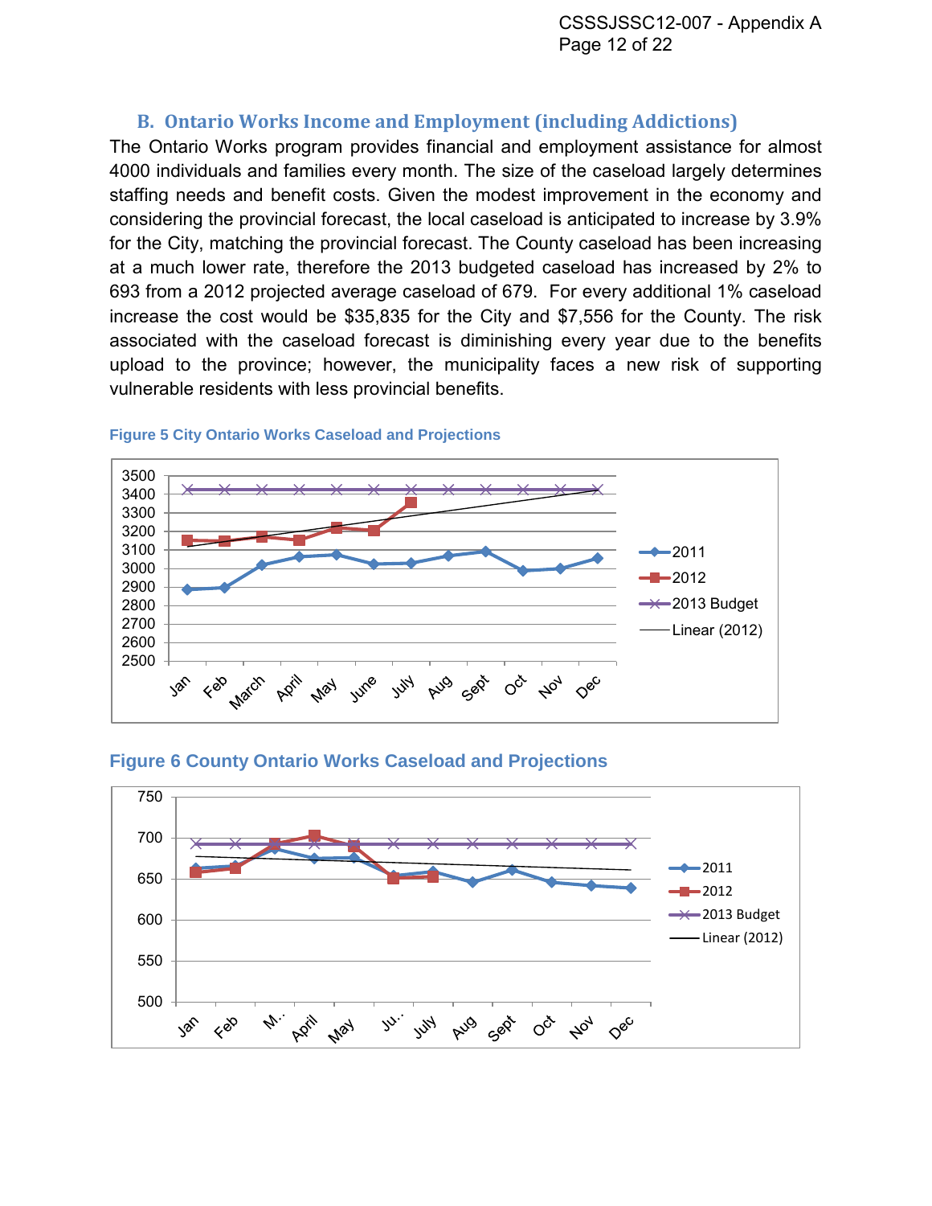## B. Ontario Works Income and Employment (including Addictions)

The Ontario Works program provides financial and employment assistance for almost 4000 individuals and families every month. The size of the caseload largely determines staffing needs and benefit costs. Given the modest improvement in the economy and considering the provincial forecast, the local caseload is anticipated to increase by 3.9% for the City, matching the provincial forecast. The County caseload has been increasing at a much lower rate, therefore the 2013 budgeted caseload has increased by 2% to 693 from a 2012 projected average caseload of 679. For every additional 1% caseload increase the cost would be $35,835 for the City and $7,556 for the County. The risk associated with the caseload forecast is diminishing every year due to the benefits upload to the province; however, the municipality faces a new risk of supporting vulnerable residents with less provincial benefits.

**Figure 5 City Ontario Works Caseload and Projections**

**Figure 6 County Ontario Works Caseload and Projections**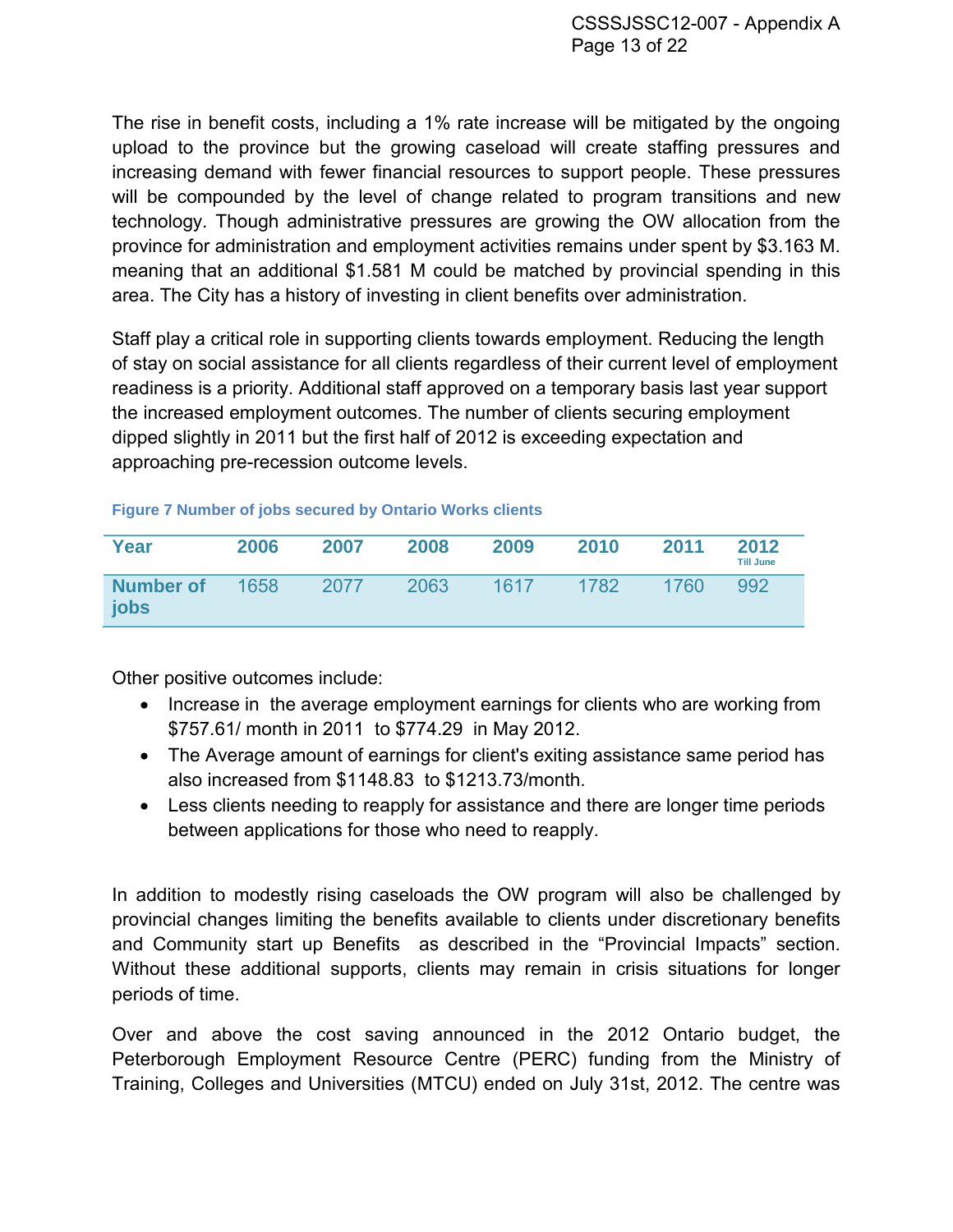The rise in benefit costs, including a 1% rate increase will be mitigated by the ongoing upload to the province but the growing caseload will create staffing pressures and increasing demand with fewer financial resources to support people. These pressures will be compounded by the level of change related to program transitions and new technology. Though administrative pressures are growing the OW allocation from the province for administration and employment activities remains under spent by $3.163 M. meaning that an additional $1.581 M could be matched by provincial spending in this area. The City has a history of investing in client benefits over administration.

Staff play a critical role in supporting clients towards employment. Reducing the length of stay on social assistance for all clients regardless of their current level of employment readiness is a priority. Additional staff approved on a temporary basis last year support the increased employment outcomes. The number of clients securing employment dipped slightly in 2011 but the first half of 2012 is exceeding expectation and approaching pre-recession outcome levels.

**Figure 7 Number of jobs secured by Ontario Works clients**

| Year | 2006 | 2007 | 2008 | 2009 | 2010 | 2011 | 2012 Till June |
|---|---|---|---|---|---|---|---|
| Number of jobs | 1658 | 2077 | 2063 | 1617 | 1782 | 1760 | 992 |

Other positive outcomes include:

- Increase in the average employment earnings for clients who are working from $757.61/ month in 2011 to $774.29 in May 2012.
- The Average amount of earnings for client's exiting assistance same period has also increased from $1148.83 to $1213.73/month.
- Less clients needing to reapply for assistance and there are longer time periods between applications for those who need to reapply.

In addition to modestly rising caseloads the OW program will also be challenged by provincial changes limiting the benefits available to clients under discretionary benefits and Community start up Benefits as described in the “Provincial Impacts” section. Without these additional supports, clients may remain in crisis situations for longer periods of time.

Over and above the cost saving announced in the 2012 Ontario budget, the Peterborough Employment Resource Centre (PERC) funding from the Ministry of Training, Colleges and Universities (MTCU) ended on July 31st, 2012. The centre was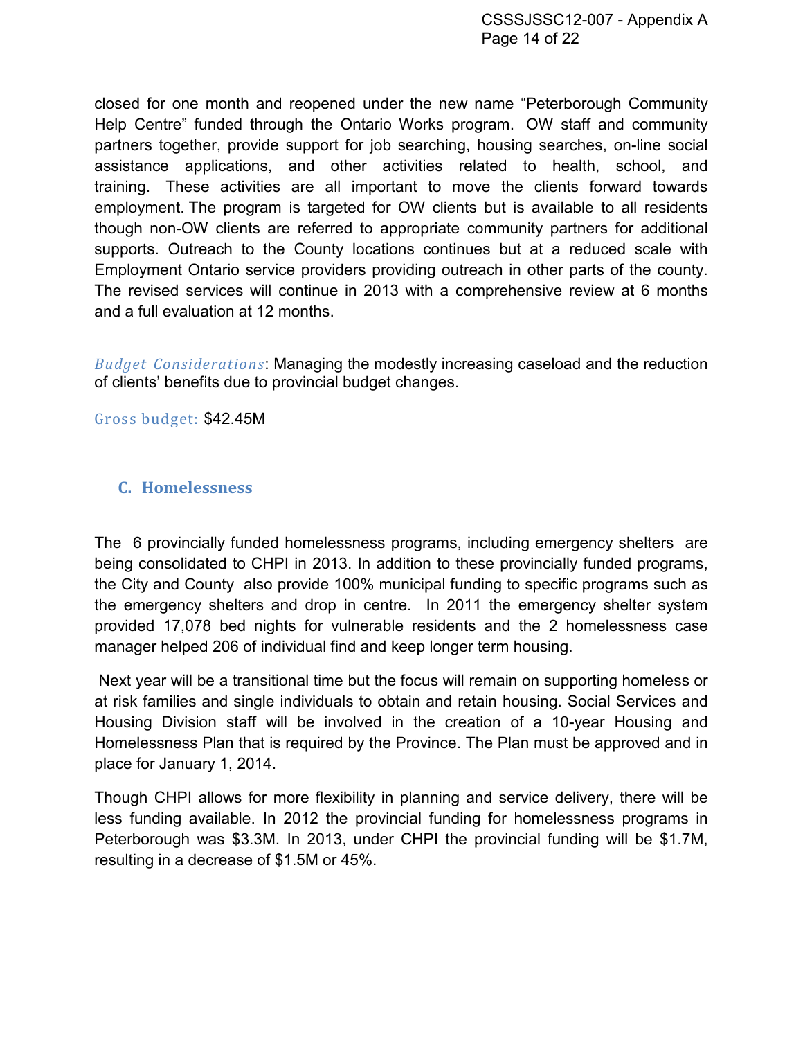closed for one month and reopened under the new name "Peterborough Community Help Centre" funded through the Ontario Works program. OW staff and community partners together, provide support for job searching, housing searches, on-line social assistance applications, and other activities related to health, school, and training. These activities are all important to move the clients forward towards employment. The program is targeted for OW clients but is available to all residents though non-OW clients are referred to appropriate community partners for additional supports. Outreach to the County locations continues but at a reduced scale with Employment Ontario service providers providing outreach in other parts of the county. The revised services will continue in 2013 with a comprehensive review at 6 months and a full evaluation at 12 months.

*Budget Considerations*: Managing the modestly increasing caseload and the reduction of clients' benefits due to provincial budget changes.

Gross budget: $42.45M

## C. Homelessness

The 6 provincially funded homelessness programs, including emergency shelters are being consolidated to CHPI in 2013. In addition to these provincially funded programs, the City and County also provide 100% municipal funding to specific programs such as the emergency shelters and drop in centre. In 2011 the emergency shelter system provided 17,078 bed nights for vulnerable residents and the 2 homelessness case manager helped 206 of individual find and keep longer term housing.

Next year will be a transitional time but the focus will remain on supporting homeless or at risk families and single individuals to obtain and retain housing. Social Services and Housing Division staff will be involved in the creation of a 10-year Housing and Homelessness Plan that is required by the Province. The Plan must be approved and in place for January 1, 2014.

Though CHPI allows for more flexibility in planning and service delivery, there will be less funding available. In 2012 the provincial funding for homelessness programs in Peterborough was $3.3M. In 2013, under CHPI the provincial funding will be $1.7M, resulting in a decrease of $1.5M or 45%.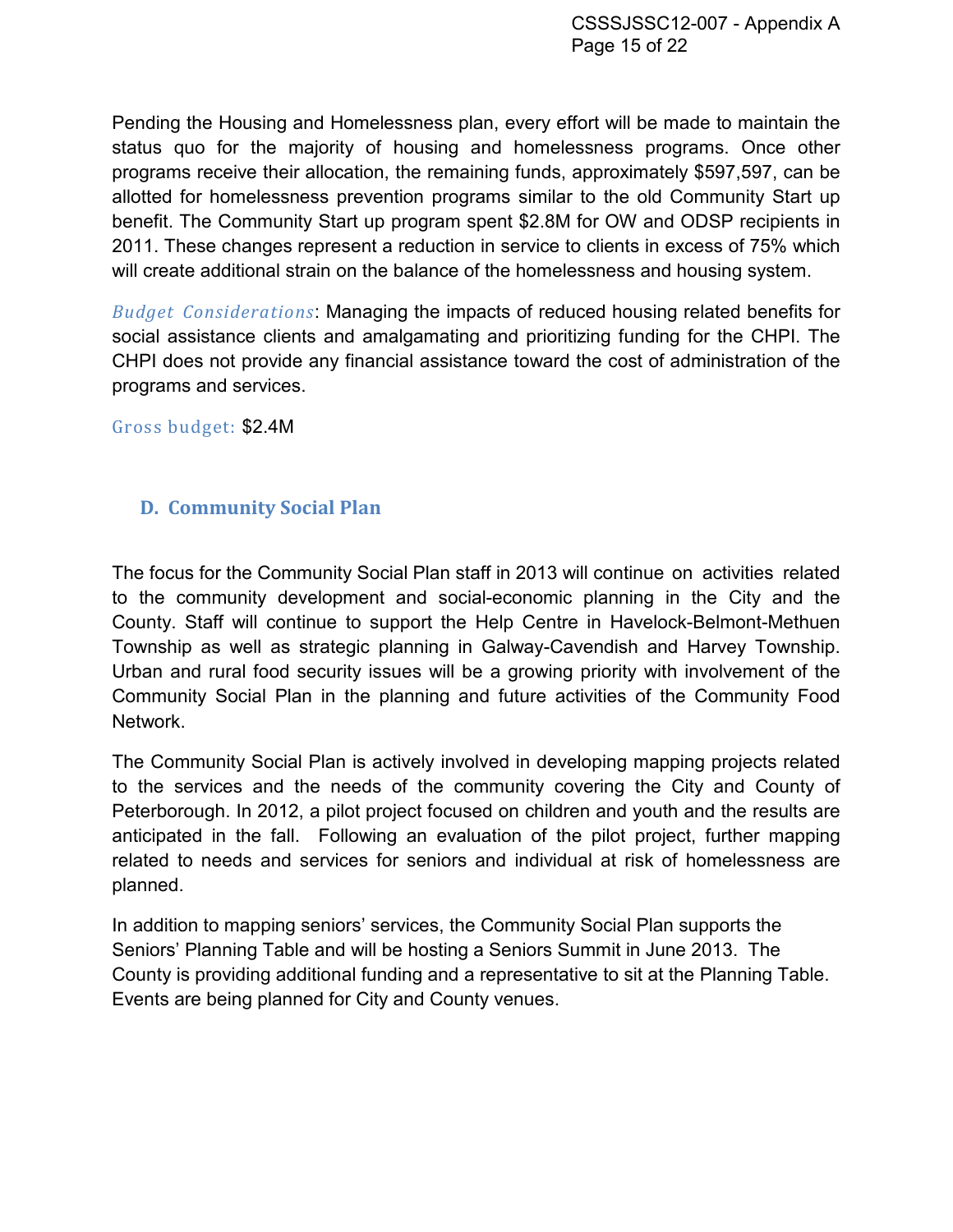Pending the Housing and Homelessness plan, every effort will be made to maintain the status quo for the majority of housing and homelessness programs. Once other programs receive their allocation, the remaining funds, approximately $597,597, can be allotted for homelessness prevention programs similar to the old Community Start up benefit. The Community Start up program spent $2.8M for OW and ODSP recipients in 2011. These changes represent a reduction in service to clients in excess of 75% which will create additional strain on the balance of the homelessness and housing system.

*Budget Considerations*: Managing the impacts of reduced housing related benefits for social assistance clients and amalgamating and prioritizing funding for the CHPI. The CHPI does not provide any financial assistance toward the cost of administration of the programs and services.

Gross budget: $2.4M

## D. Community Social Plan

The focus for the Community Social Plan staff in 2013 will continue on activities related to the community development and social-economic planning in the City and the County. Staff will continue to support the Help Centre in Havelock-Belmont-Methuen Township as well as strategic planning in Galway-Cavendish and Harvey Township. Urban and rural food security issues will be a growing priority with involvement of the Community Social Plan in the planning and future activities of the Community Food Network.

The Community Social Plan is actively involved in developing mapping projects related to the services and the needs of the community covering the City and County of Peterborough. In 2012, a pilot project focused on children and youth and the results are anticipated in the fall. Following an evaluation of the pilot project, further mapping related to needs and services for seniors and individual at risk of homelessness are planned.

In addition to mapping seniors' services, the Community Social Plan supports the Seniors' Planning Table and will be hosting a Seniors Summit in June 2013. The County is providing additional funding and a representative to sit at the Planning Table. Events are being planned for City and County venues.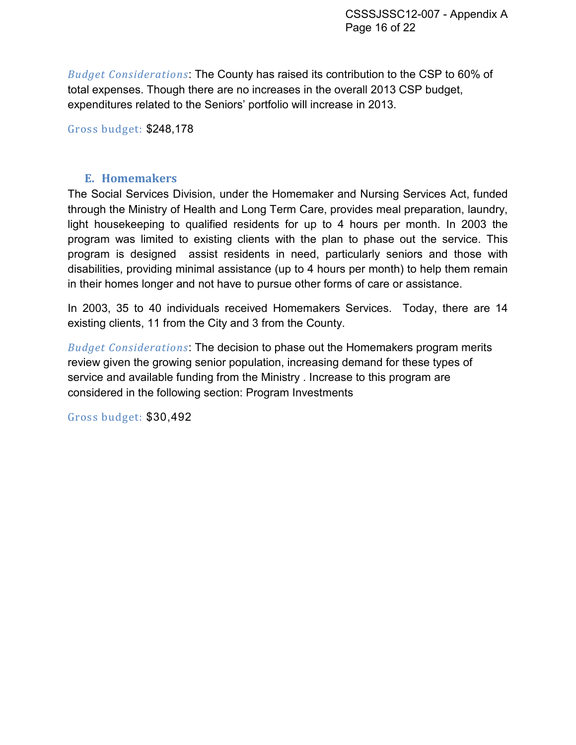*Budget Considerations*: The County has raised its contribution to the CSP to 60% of total expenses. Though there are no increases in the overall 2013 CSP budget, expenditures related to the Seniors' portfolio will increase in 2013.

Gross budget: $248,178

### E. Homemakers

The Social Services Division, under the Homemaker and Nursing Services Act, funded through the Ministry of Health and Long Term Care, provides meal preparation, laundry, light housekeeping to qualified residents for up to 4 hours per month. In 2003 the program was limited to existing clients with the plan to phase out the service. This program is designed  assist residents in need, particularly seniors and those with disabilities, providing minimal assistance (up to 4 hours per month) to help them remain in their homes longer and not have to pursue other forms of care or assistance.

In 2003, 35 to 40 individuals received Homemakers Services.  Today, there are 14 existing clients, 11 from the City and 3 from the County.

*Budget Considerations*: The decision to phase out the Homemakers program merits review given the growing senior population, increasing demand for these types of service and available funding from the Ministry . Increase to this program are considered in the following section: Program Investments

Gross budget: $30,492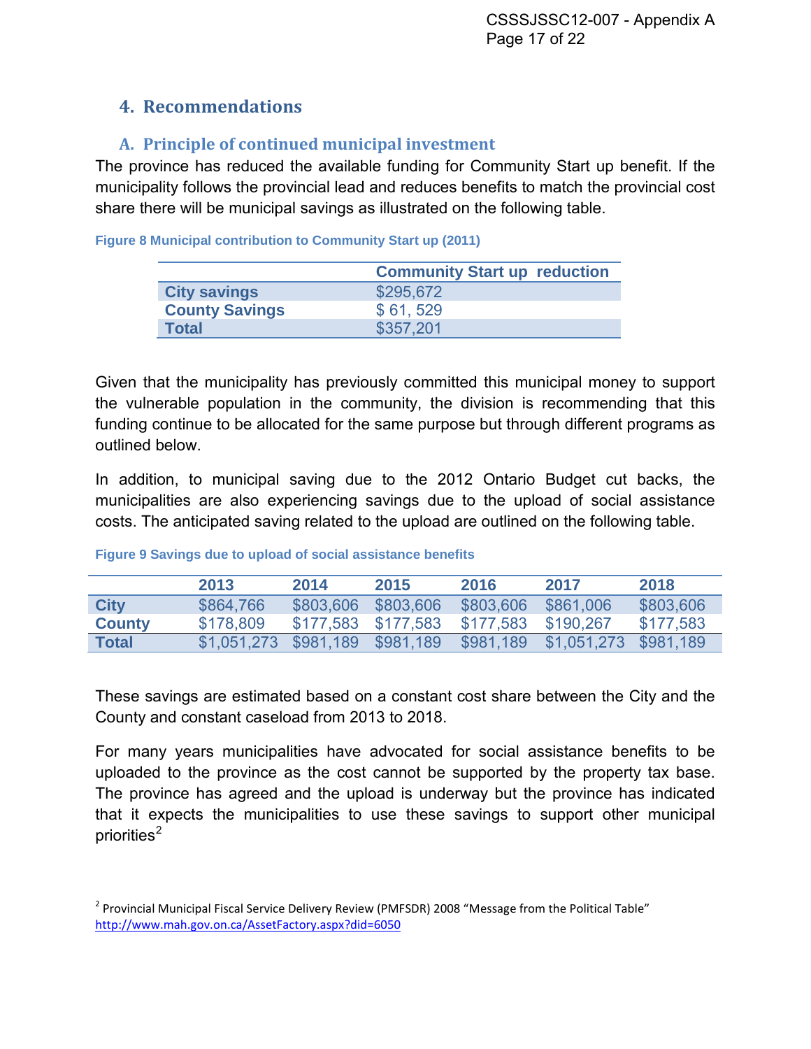## 4. Recommendations

### A. Principle of continued municipal investment

The province has reduced the available funding for Community Start up benefit. If the municipality follows the provincial lead and reduces benefits to match the provincial cost share there will be municipal savings as illustrated on the following table.

**Figure 8 Municipal contribution to Community Start up (2011)**

| | Community Start up reduction |
|---|---|
| **City savings** | $295,672 |
| **County Savings** | $ 61, 529 |
| **Total** | $357,201 |

Given that the municipality has previously committed this municipal money to support the vulnerable population in the community, the division is recommending that this funding continue to be allocated for the same purpose but through different programs as outlined below.

In addition, to municipal saving due to the 2012 Ontario Budget cut backs, the municipalities are also experiencing savings due to the upload of social assistance costs. The anticipated saving related to the upload are outlined on the following table.

**Figure 9 Savings due to upload of social assistance benefits**

| | 2013 | 2014 | 2015 | 2016 | 2017 | 2018 |
|---|---|---|---|---|---|---|
| **City** | $864,766 | $803,606 | $803,606 | $803,606 | $861,006 | $803,606 |
| **County** | $178,809 | $177,583 | $177,583 | $177,583 | $190,267 | $177,583 |
| **Total** | $1,051,273 | $981,189 | $981,189 | $981,189 | $1,051,273 | $981,189 |

These savings are estimated based on a constant cost share between the City and the County and constant caseload from 2013 to 2018.

For many years municipalities have advocated for social assistance benefits to be uploaded to the province as the cost cannot be supported by the property tax base. The province has agreed and the upload is underway but the province has indicated that it expects the municipalities to use these savings to support other municipal priorities[2]

[2] Provincial Municipal Fiscal Service Delivery Review (PMFSDR) 2008 "Message from the Political Table" http://www.mah.gov.on.ca/AssetFactory.aspx?did=6050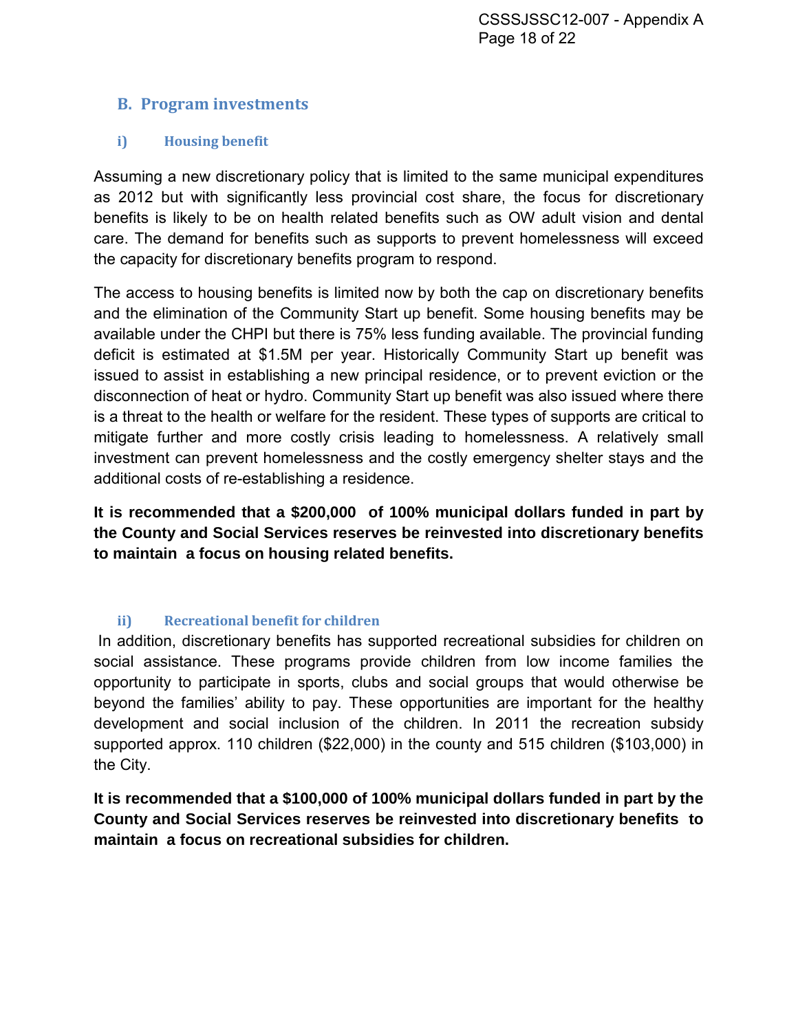## B. Program investments

### i) Housing benefit

Assuming a new discretionary policy that is limited to the same municipal expenditures as 2012 but with significantly less provincial cost share, the focus for discretionary benefits is likely to be on health related benefits such as OW adult vision and dental care. The demand for benefits such as supports to prevent homelessness will exceed the capacity for discretionary benefits program to respond.

The access to housing benefits is limited now by both the cap on discretionary benefits and the elimination of the Community Start up benefit. Some housing benefits may be available under the CHPI but there is 75% less funding available. The provincial funding deficit is estimated at $1.5M per year. Historically Community Start up benefit was issued to assist in establishing a new principal residence, or to prevent eviction or the disconnection of heat or hydro. Community Start up benefit was also issued where there is a threat to the health or welfare for the resident. These types of supports are critical to mitigate further and more costly crisis leading to homelessness. A relatively small investment can prevent homelessness and the costly emergency shelter stays and the additional costs of re-establishing a residence.

**It is recommended that a $200,000 of 100% municipal dollars funded in part by the County and Social Services reserves be reinvested into discretionary benefits to maintain a focus on housing related benefits.**

### ii) Recreational benefit for children

In addition, discretionary benefits has supported recreational subsidies for children on social assistance. These programs provide children from low income families the opportunity to participate in sports, clubs and social groups that would otherwise be beyond the families' ability to pay. These opportunities are important for the healthy development and social inclusion of the children. In 2011 the recreation subsidy supported approx. 110 children ($22,000) in the county and 515 children ($103,000) in the City.

**It is recommended that a $100,000 of 100% municipal dollars funded in part by the County and Social Services reserves be reinvested into discretionary benefits to maintain a focus on recreational subsidies for children.**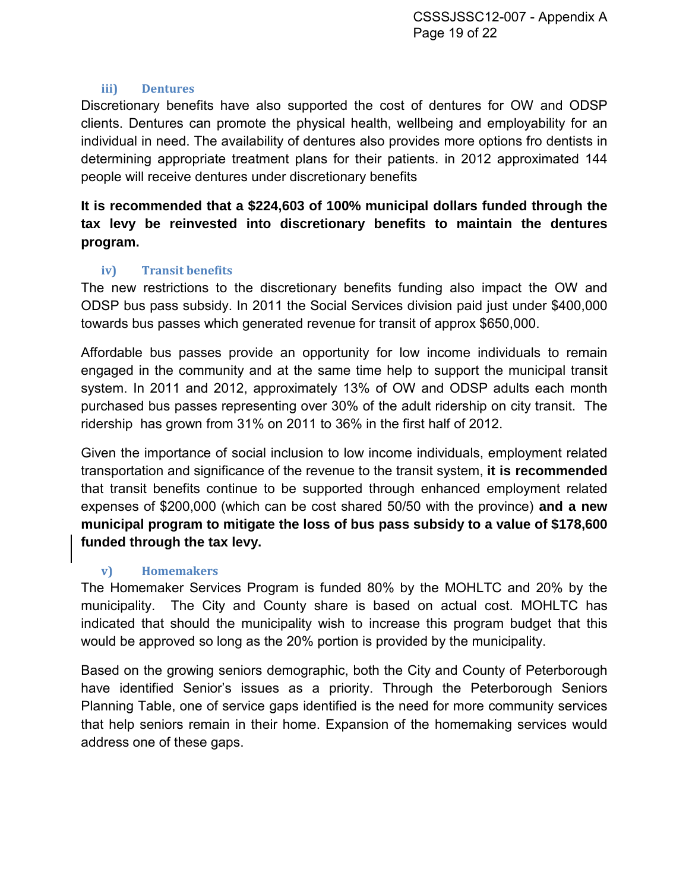#### iii) Dentures

Discretionary benefits have also supported the cost of dentures for OW and ODSP clients. Dentures can promote the physical health, wellbeing and employability for an individual in need. The availability of dentures also provides more options fro dentists in determining appropriate treatment plans for their patients. in 2012 approximated 144 people will receive dentures under discretionary benefits

**It is recommended that a $224,603 of 100% municipal dollars funded through the tax levy be reinvested into discretionary benefits to maintain the dentures program.**

#### iv) Transit benefits

The new restrictions to the discretionary benefits funding also impact the OW and ODSP bus pass subsidy. In 2011 the Social Services division paid just under $400,000 towards bus passes which generated revenue for transit of approx $650,000.

Affordable bus passes provide an opportunity for low income individuals to remain engaged in the community and at the same time help to support the municipal transit system. In 2011 and 2012, approximately 13% of OW and ODSP adults each month purchased bus passes representing over 30% of the adult ridership on city transit. The ridership has grown from 31% on 2011 to 36% in the first half of 2012.

Given the importance of social inclusion to low income individuals, employment related transportation and significance of the revenue to the transit system, **it is recommended** that transit benefits continue to be supported through enhanced employment related expenses of $200,000 (which can be cost shared 50/50 with the province) **and a new municipal program to mitigate the loss of bus pass subsidy to a value of $178,600 funded through the tax levy.**

#### v) Homemakers

The Homemaker Services Program is funded 80% by the MOHLTC and 20% by the municipality. The City and County share is based on actual cost. MOHLTC has indicated that should the municipality wish to increase this program budget that this would be approved so long as the 20% portion is provided by the municipality.

Based on the growing seniors demographic, both the City and County of Peterborough have identified Senior's issues as a priority. Through the Peterborough Seniors Planning Table, one of service gaps identified is the need for more community services that help seniors remain in their home. Expansion of the homemaking services would address one of these gaps.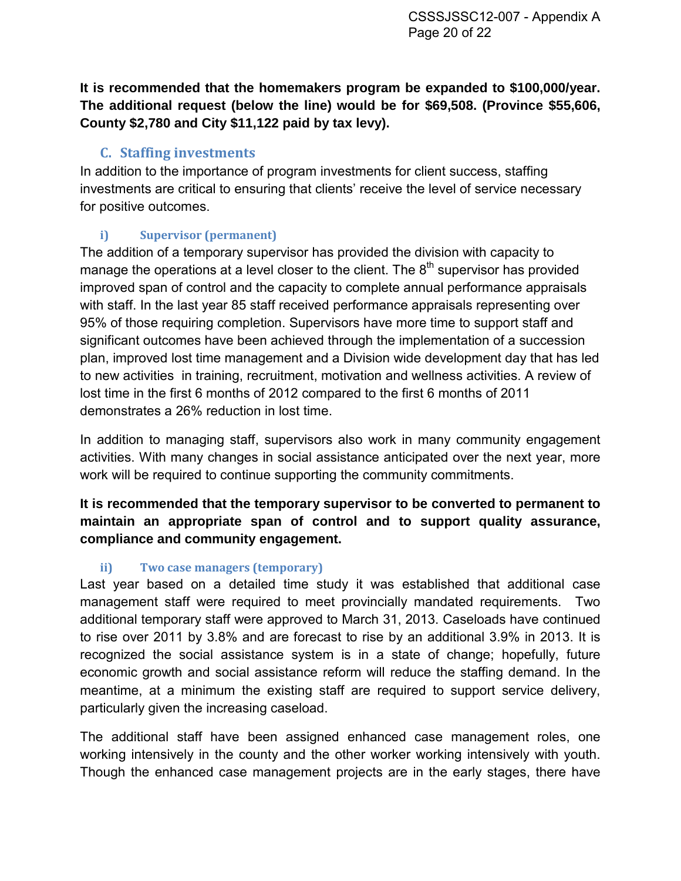**It is recommended that the homemakers program be expanded to $100,000/year. The additional request (below the line) would be for $69,508. (Province $55,606, County $2,780 and City $11,122 paid by tax levy).**

## C. Staffing investments

In addition to the importance of program investments for client success, staffing investments are critical to ensuring that clients' receive the level of service necessary for positive outcomes.

### i) Supervisor (permanent)

The addition of a temporary supervisor has provided the division with capacity to manage the operations at a level closer to the client. The 8th supervisor has provided improved span of control and the capacity to complete annual performance appraisals with staff. In the last year 85 staff received performance appraisals representing over 95% of those requiring completion. Supervisors have more time to support staff and significant outcomes have been achieved through the implementation of a succession plan, improved lost time management and a Division wide development day that has led to new activities in training, recruitment, motivation and wellness activities. A review of lost time in the first 6 months of 2012 compared to the first 6 months of 2011 demonstrates a 26% reduction in lost time.

In addition to managing staff, supervisors also work in many community engagement activities. With many changes in social assistance anticipated over the next year, more work will be required to continue supporting the community commitments.

**It is recommended that the temporary supervisor to be converted to permanent to maintain an appropriate span of control and to support quality assurance, compliance and community engagement.**

### ii) Two case managers (temporary)

Last year based on a detailed time study it was established that additional case management staff were required to meet provincially mandated requirements. Two additional temporary staff were approved to March 31, 2013. Caseloads have continued to rise over 2011 by 3.8% and are forecast to rise by an additional 3.9% in 2013. It is recognized the social assistance system is in a state of change; hopefully, future economic growth and social assistance reform will reduce the staffing demand. In the meantime, at a minimum the existing staff are required to support service delivery, particularly given the increasing caseload.

The additional staff have been assigned enhanced case management roles, one working intensively in the county and the other worker working intensively with youth. Though the enhanced case management projects are in the early stages, there have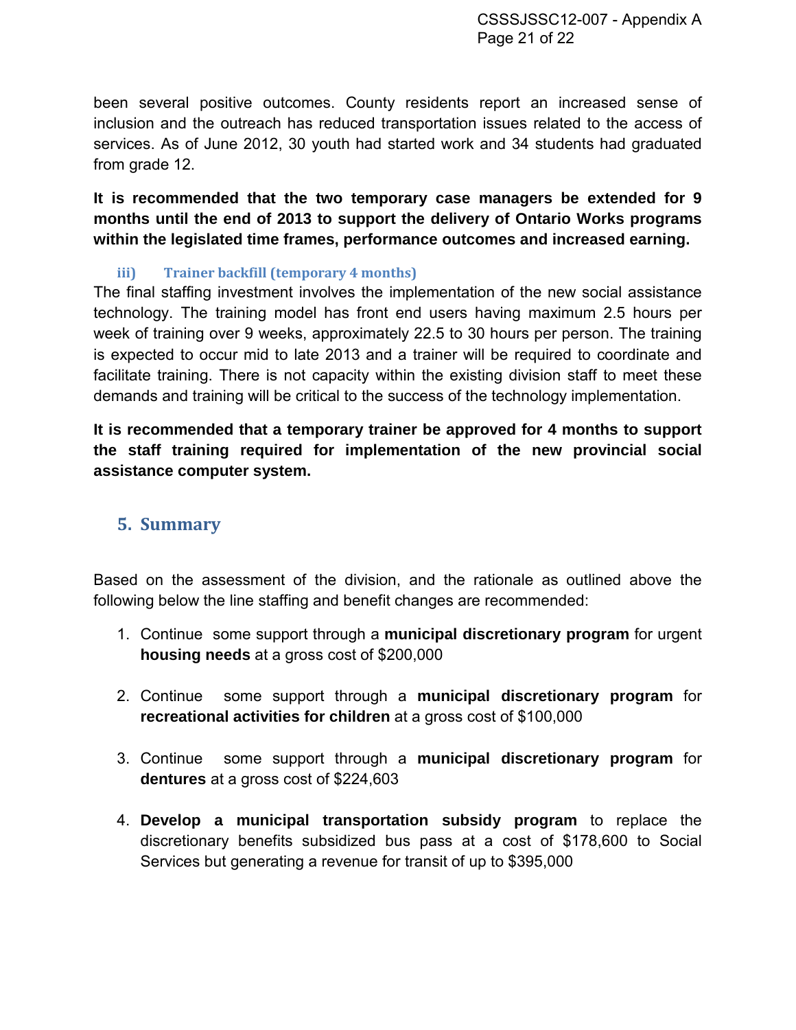been several positive outcomes. County residents report an increased sense of inclusion and the outreach has reduced transportation issues related to the access of services. As of June 2012, 30 youth had started work and 34 students had graduated from grade 12.

**It is recommended that the two temporary case managers be extended for 9 months until the end of 2013 to support the delivery of Ontario Works programs within the legislated time frames, performance outcomes and increased earning.**

#### iii) Trainer backfill (temporary 4 months)

The final staffing investment involves the implementation of the new social assistance technology. The training model has front end users having maximum 2.5 hours per week of training over 9 weeks, approximately 22.5 to 30 hours per person. The training is expected to occur mid to late 2013 and a trainer will be required to coordinate and facilitate training. There is not capacity within the existing division staff to meet these demands and training will be critical to the success of the technology implementation.

**It is recommended that a temporary trainer be approved for 4 months to support the staff training required for implementation of the new provincial social assistance computer system.**

## 5. Summary

Based on the assessment of the division, and the rationale as outlined above the following below the line staffing and benefit changes are recommended:

1. Continue some support through a **municipal discretionary program** for urgent **housing needs** at a gross cost of $200,000

2. Continue some support through a **municipal discretionary program** for **recreational activities for children** at a gross cost of $100,000

3. Continue some support through a **municipal discretionary program** for **dentures** at a gross cost of $224,603

4. **Develop a municipal transportation subsidy program** to replace the discretionary benefits subsidized bus pass at a cost of $178,600 to Social Services but generating a revenue for transit of up to $395,000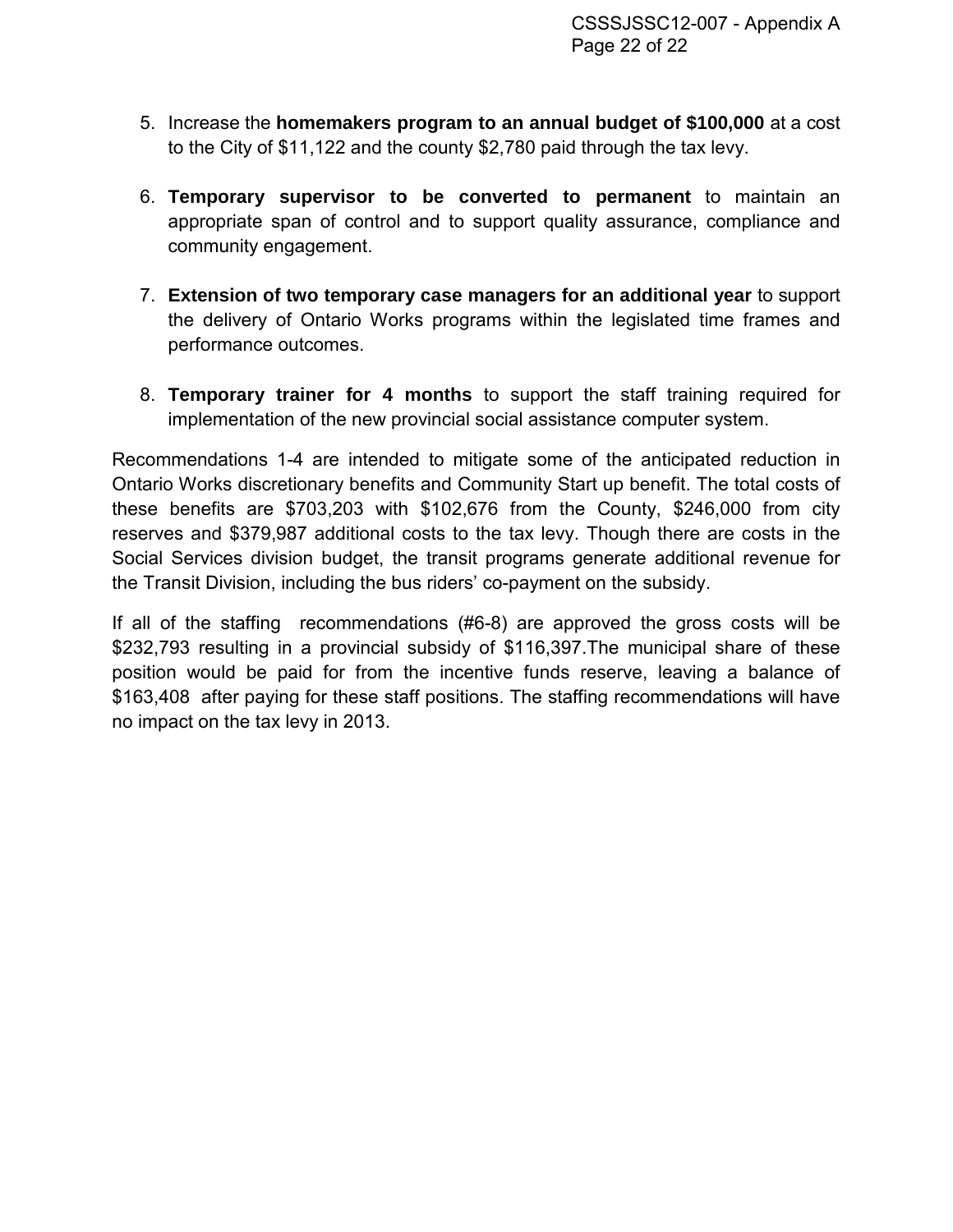5. Increase the **homemakers program to an annual budget of $100,000** at a cost to the City of $11,122 and the county $2,780 paid through the tax levy.

6. **Temporary supervisor to be converted to permanent** to maintain an appropriate span of control and to support quality assurance, compliance and community engagement.

7. **Extension of two temporary case managers for an additional year** to support the delivery of Ontario Works programs within the legislated time frames and performance outcomes.

8. **Temporary trainer for 4 months** to support the staff training required for implementation of the new provincial social assistance computer system.

Recommendations 1-4 are intended to mitigate some of the anticipated reduction in Ontario Works discretionary benefits and Community Start up benefit. The total costs of these benefits are $703,203 with $102,676 from the County, $246,000 from city reserves and $379,987 additional costs to the tax levy. Though there are costs in the Social Services division budget, the transit programs generate additional revenue for the Transit Division, including the bus riders' co-payment on the subsidy.

If all of the staffing recommendations (#6-8) are approved the gross costs will be $232,793 resulting in a provincial subsidy of $116,397.The municipal share of these position would be paid for from the incentive funds reserve, leaving a balance of $163,408 after paying for these staff positions. The staffing recommendations will have no impact on the tax levy in 2013.